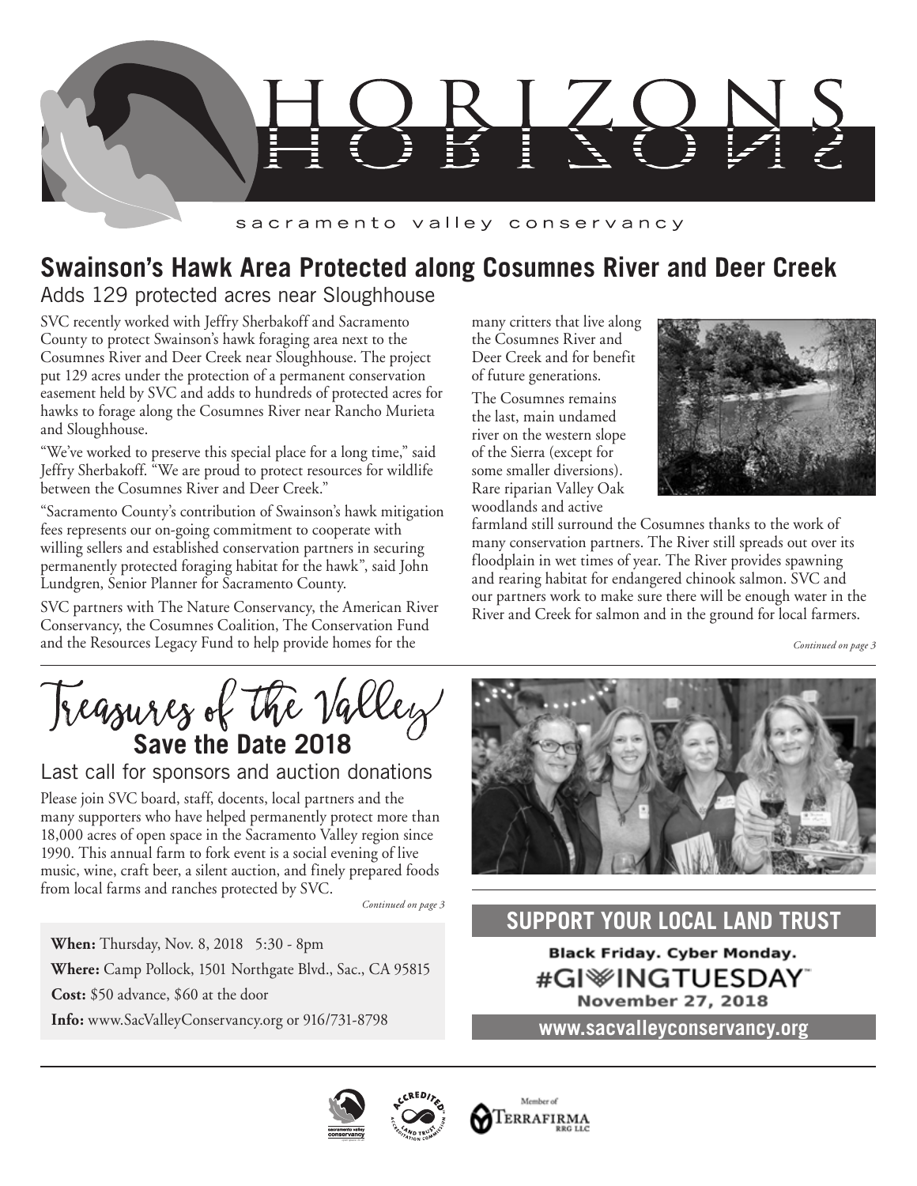# HORIZONS

sacramento valley conservancy

## Swainson's Hawk Area Protected along Cosumnes River and Deer Creek

### Adds 129 protected acres near Sloughhouse

SVC recently worked with Jeffry Sherbakoff and Sacramento County to protect Swainson's hawk foraging area next to the Cosumnes River and Deer Creek near Sloughhouse. The project put 129 acres under the protection of a permanent conservation easement held by SVC and adds to hundreds of protected acres for hawks to forage along the Cosumnes River near Rancho Murieta and Sloughhouse.

"We've worked to preserve this special place for a long time," said Jeffry Sherbakoff. "We are proud to protect resources for wildlife between the Cosumnes River and Deer Creek."

"Sacramento County's contribution of Swainson's hawk mitigation fees represents our on-going commitment to cooperate with willing sellers and established conservation partners in securing permanently protected foraging habitat for the hawk", said John Lundgren, Senior Planner for Sacramento County.

SVC partners with The Nature Conservancy, the American River Conservancy, the Cosumnes Coalition, The Conservation Fund and the Resources Legacy Fund to help provide homes for the many critters that live along the Cosumnes River and Deer Creek and for benefit of future generations.

The Cosumnes remains the last, main undamed river on the western slope of the Sierra (except for some smaller diversions). Rare riparian Valley Oak woodlands and active farmland still surround the Cosumnes thanks to the work of many conservation partners. The River still spreads out over its floodplain in wet times of year. The River provides spawning and rearing habitat for endangered chinook salmon. SVC and our partners work to make sure there will be enough water in the River and Creek for salmon and in the ground for local farmers.

*Continued on page 3*

## Treasures of the Valley

### Save the Date 2018

### Last call for sponsors and auction donations

Please join SVC board, staff, docents, local partners and the many supporters who have helped permanently protect more than 18,000 acres of open space in the Sacramento Valley region since 1990. This annual farm to fork event is a social evening of live music, wine, craft beer, a silent auction, and finely prepared foods from local farms and ranches protected by SVC.

*Continued on page 3*

**When:** Thursday, Nov. 8, 2018 5:30 - 8pm

**Where:** Camp Pollock, 1501 Northgate Blvd., Sac., CA 95815

**Cost:** $50 advance, $60 at the door

**Info:** www.SacValleyConservancy.org or 916/731-8798

## SUPPORT YOUR LOCAL LAND TRUST

**Black Friday. Cyber Monday.**

**#GIVINGTUESDAY™**

**November 27, 2018**

**www.sacvalleyconservancy.org**

Member of TERRAFIRMA RRG LLC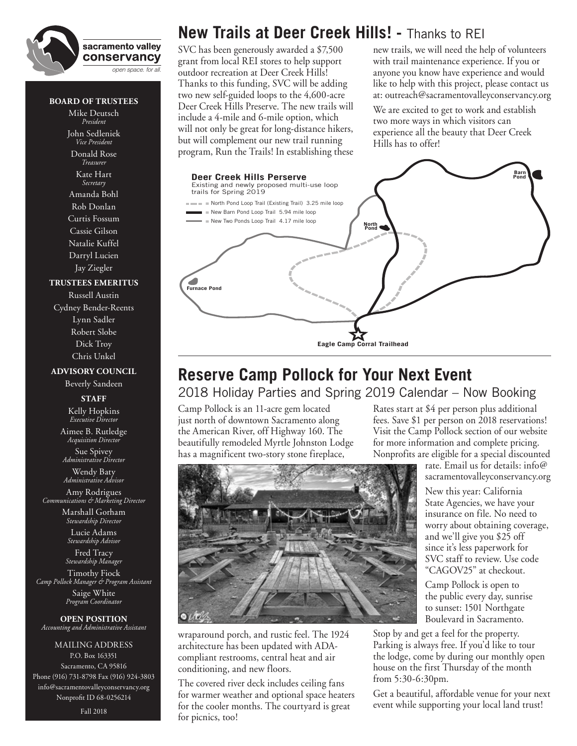sacramento valley conservancy

*open space. for all.*

**BOARD OF TRUSTEES**

Mike Deutsch
*President*

John Sedleniek
*Vice President*

Donald Rose
*Treasurer*

Kate Hart
*Secretary*

Amanda Bohl

Rob Donlan

Curtis Fossum

Cassie Gilson

Natalie Kuffel

Darryl Lucien

Jay Ziegler

**TRUSTEES EMERITUS**

Russell Austin

Cydney Bender-Reents

Lynn Sadler

Robert Slobe

Dick Troy

Chris Unkel

**ADVISORY COUNCIL**

Beverly Sandeen

**STAFF**

Kelly Hopkins
*Executive Director*

Aimee B. Rutledge
*Acquisition Director*

Sue Spivey
*Administrative Director*

Wendy Baty
*Administrative Advisor*

Amy Rodrigues
*Communications & Marketing Director*

Marshall Gorham
*Stewardship Director*

Lucie Adams
*Stewardship Advisor*

Fred Tracy
*Stewardship Manager*

Timothy Fiock
*Camp Pollock Manager & Program Assistant*

Saige White
*Program Coordinator*

**OPEN POSITION**
*Accounting and Administrative Assistant*

MAILING ADDRESS
P.O. Box 163351
Sacramento, CA 95816
Phone (916) 731-8798 Fax (916) 924-3803
info@sacramentovalleyconservancy.org
Nonprofit ID 68-0256214

Fall 2018

# New Trails at Deer Creek Hills! - Thanks to REI

SVC has been generously awarded a $7,500 grant from local REI stores to help support outdoor recreation at Deer Creek Hills! Thanks to this funding, SVC will be adding two new self-guided loops to the 4,600-acre Deer Creek Hills Preserve. The new trails will include a 4-mile and 6-mile option, which will not only be great for long-distance hikers, but will complement our new trail running program, Run the Trails! In establishing these new trails, we will need the help of volunteers with trail maintenance experience. If you or anyone you know have experience and would like to help with this project, please contact us at: outreach@sacramentovalleyconservancy.org

We are excited to get to work and establish two more ways in which visitors can experience all the beauty that Deer Creek Hills has to offer!

**Deer Creek Hills Perserve**
Existing and newly proposed multi-use loop trails for Spring 2019

- = North Pond Loop Trail (Existing Trail) 3.25 mile loop
- = New Barn Pond Loop Trail 5.94 mile loop
- = New Two Ponds Loop Trail 4.17 mile loop

Barn Pond · North Pond · Furnace Pond · Eagle Camp Corral Trailhead

# Reserve Camp Pollock for Your Next Event

## 2018 Holiday Parties and Spring 2019 Calendar – Now Booking

Camp Pollock is an 11-acre gem located just north of downtown Sacramento along the American River, off Highway 160. The beautifully remodeled Myrtle Johnston Lodge has a magnificent two-story stone fireplace, wraparound porch, and rustic feel. The 1924 architecture has been updated with ADA-compliant restrooms, central heat and air conditioning, and new floors.

The covered river deck includes ceiling fans for warmer weather and optional space heaters for the cooler months. The courtyard is great for picnics, too!

Rates start at $4 per person plus additional fees. Save $1 per person on 2018 reservations! Visit the Camp Pollock section of our website for more information and complete pricing. Nonprofits are eligible for a special discounted rate. Email us for details: info@sacramentovalleyconservancy.org

New this year: California State Agencies, we have your insurance on file. No need to worry about obtaining coverage, and we'll give you $25 off since it's less paperwork for SVC staff to review. Use code "CAGOV25" at checkout.

Camp Pollock is open to the public every day, sunrise to sunset: 1501 Northgate Boulevard in Sacramento.

Stop by and get a feel for the property. Parking is always free. If you'd like to tour the lodge, come by during our monthly open house on the first Thursday of the month from 5:30-6:30pm.

Get a beautiful, affordable venue for your next event while supporting your local land trust!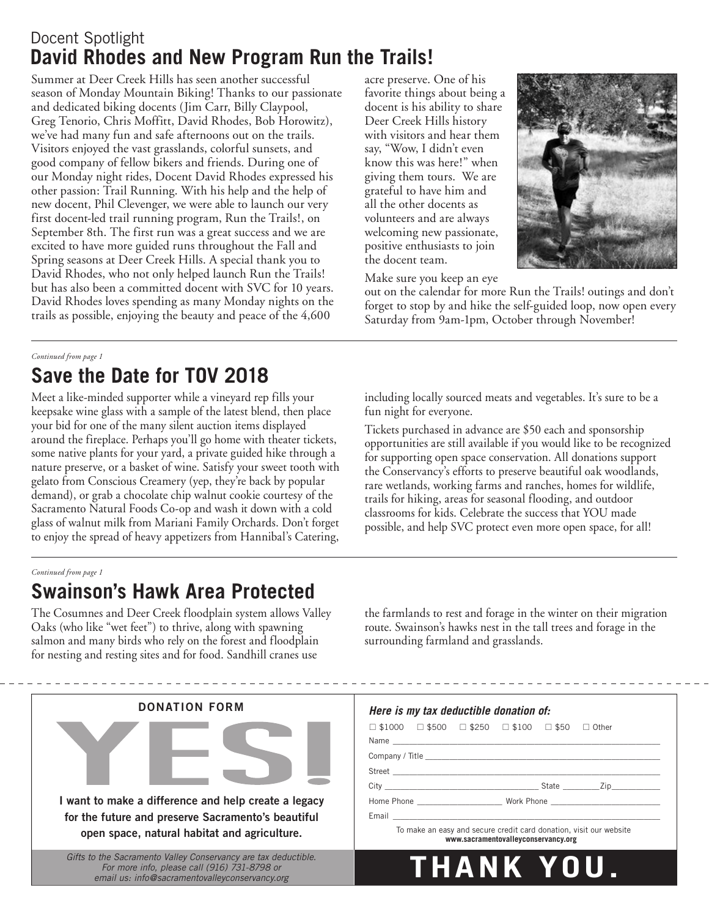Docent Spotlight

## David Rhodes and New Program Run the Trails!

Summer at Deer Creek Hills has seen another successful season of Monday Mountain Biking! Thanks to our passionate and dedicated biking docents (Jim Carr, Billy Claypool, Greg Tenorio, Chris Moffitt, David Rhodes, Bob Horowitz), we've had many fun and safe afternoons out on the trails. Visitors enjoyed the vast grasslands, colorful sunsets, and good company of fellow bikers and friends. During one of our Monday night rides, Docent David Rhodes expressed his other passion: Trail Running. With his help and the help of new docent, Phil Clevenger, we were able to launch our very first docent-led trail running program, Run the Trails!, on September 8th. The first run was a great success and we are excited to have more guided runs throughout the Fall and Spring seasons at Deer Creek Hills. A special thank you to David Rhodes, who not only helped launch Run the Trails! but has also been a committed docent with SVC for 10 years. David Rhodes loves spending as many Monday nights on the trails as possible, enjoying the beauty and peace of the 4,600 acre preserve. One of his favorite things about being a docent is his ability to share Deer Creek Hills history with visitors and hear them say, "Wow, I didn't even know this was here!" when giving them tours. We are grateful to have him and all the other docents as volunteers and are always welcoming new passionate, positive enthusiasts to join the docent team.

Make sure you keep an eye out on the calendar for more Run the Trails! outings and don't forget to stop by and hike the self-guided loop, now open every Saturday from 9am-1pm, October through November!

*Continued from page 1*

## Save the Date for TOV 2018

Meet a like-minded supporter while a vineyard rep fills your keepsake wine glass with a sample of the latest blend, then place your bid for one of the many silent auction items displayed around the fireplace. Perhaps you'll go home with theater tickets, some native plants for your yard, a private guided hike through a nature preserve, or a basket of wine. Satisfy your sweet tooth with gelato from Conscious Creamery (yep, they're back by popular demand), or grab a chocolate chip walnut cookie courtesy of the Sacramento Natural Foods Co-op and wash it down with a cold glass of walnut milk from Mariani Family Orchards. Don't forget to enjoy the spread of heavy appetizers from Hannibal's Catering, including locally sourced meats and vegetables. It's sure to be a fun night for everyone.

Tickets purchased in advance are $50 each and sponsorship opportunities are still available if you would like to be recognized for supporting open space conservation. All donations support the Conservancy's efforts to preserve beautiful oak woodlands, rare wetlands, working farms and ranches, homes for wildlife, trails for hiking, areas for seasonal flooding, and outdoor classrooms for kids. Celebrate the success that YOU made possible, and help SVC protect even more open space, for all!

*Continued from page 1*

## Swainson's Hawk Area Protected

The Cosumnes and Deer Creek floodplain system allows Valley Oaks (who like "wet feet") to thrive, along with spawning salmon and many birds who rely on the forest and floodplain for nesting and resting sites and for food. Sandhill cranes use the farmlands to rest and forage in the winter on their migration route. Swainson's hawks nest in the tall trees and forage in the surrounding farmland and grasslands.

---

**DONATION FORM**

# YES!

**I want to make a difference and help create a legacy for the future and preserve Sacramento's beautiful open space, natural habitat and agriculture.**

*Gifts to the Sacramento Valley Conservancy are tax deductible. For more info, please call (916) 731-8798 or email us: info@sacramentovalleyconservancy.org*

***Here is my tax deductible donation of:***

☐ $1000 ☐ $500 ☐ $250 ☐ $100 ☐ $50 ☐ Other

Name ______________________

Company / Title ______________________

Street ______________________

City ______________________ State ________ Zip ___________

Home Phone ___________________ Work Phone ___________________

Email ______________________

To make an easy and secure credit card donation, visit our website **www.sacramentovalleyconservancy.org**

**THANK YOU.**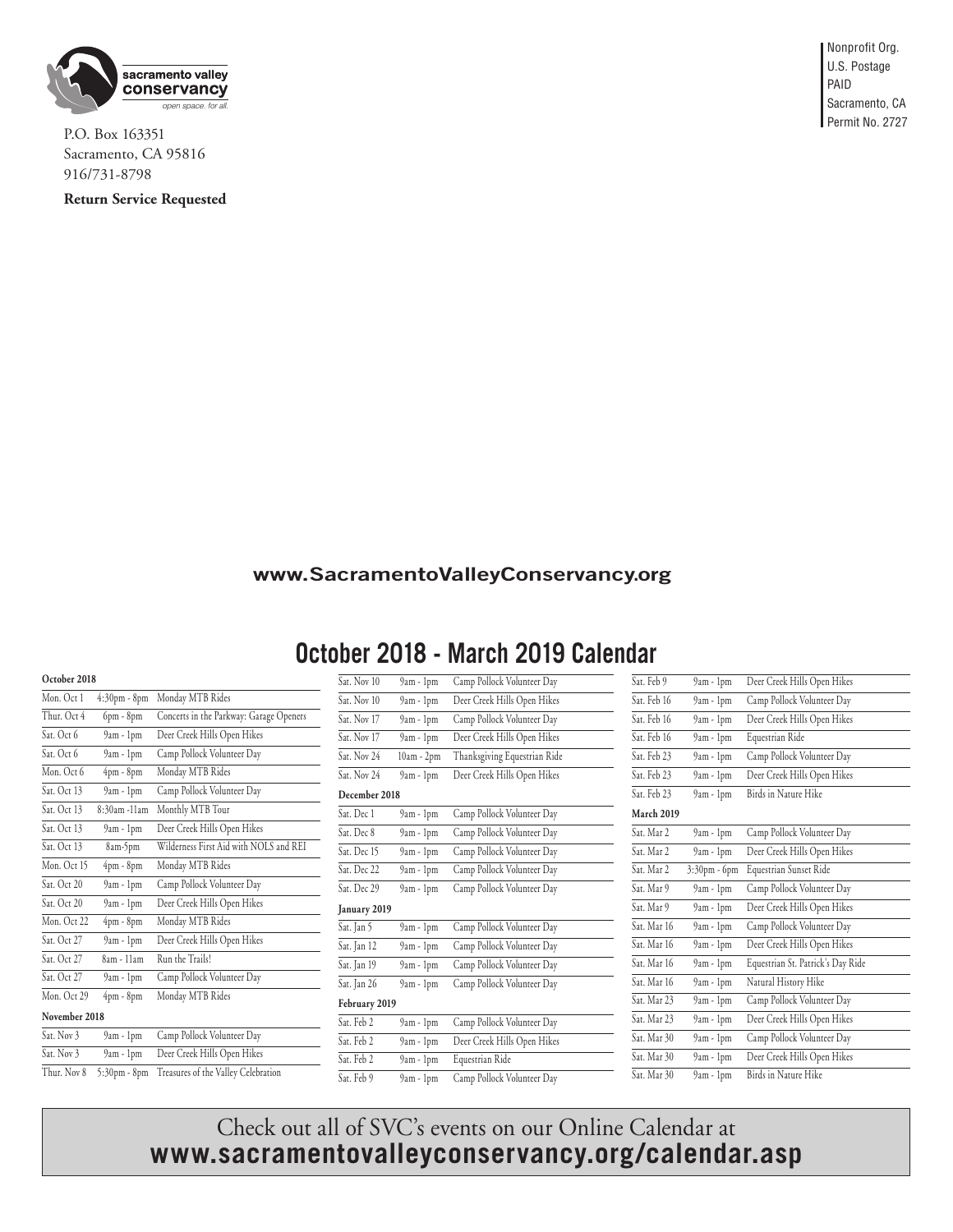sacramento valley conservancy
*open space. for all.*

P.O. Box 163351
Sacramento, CA 95816
916/731-8798

**Return Service Requested**

Nonprofit Org.
U.S. Postage
PAID
Sacramento, CA
Permit No. 2727

**www.SacramentoValleyConservancy.org**

# October 2018 - March 2019 Calendar

**October 2018**

| | | |
|---|---|---|
| Mon. Oct 1 | 4:30pm - 8pm | Monday MTB Rides |
| Thur. Oct 4 | 6pm - 8pm | Concerts in the Parkway: Garage Openers |
| Sat. Oct 6 | 9am - 1pm | Deer Creek Hills Open Hikes |
| Sat. Oct 6 | 9am - 1pm | Camp Pollock Volunteer Day |
| Mon. Oct 6 | 4pm - 8pm | Monday MTB Rides |
| Sat. Oct 13 | 9am - 1pm | Camp Pollock Volunteer Day |
| Sat. Oct 13 | 8:30am -11am | Monthly MTB Tour |
| Sat. Oct 13 | 9am - 1pm | Deer Creek Hills Open Hikes |
| Sat. Oct 13 | 8am-5pm | Wilderness First Aid with NOLS and REI |
| Mon. Oct 15 | 4pm - 8pm | Monday MTB Rides |
| Sat. Oct 20 | 9am - 1pm | Camp Pollock Volunteer Day |
| Sat. Oct 20 | 9am - 1pm | Deer Creek Hills Open Hikes |
| Mon. Oct 22 | 4pm - 8pm | Monday MTB Rides |
| Sat. Oct 27 | 9am - 1pm | Deer Creek Hills Open Hikes |
| Sat. Oct 27 | 8am - 11am | Run the Trails! |
| Sat. Oct 27 | 9am - 1pm | Camp Pollock Volunteer Day |
| Mon. Oct 29 | 4pm - 8pm | Monday MTB Rides |

**November 2018**

| | | |
|---|---|---|
| Sat. Nov 3 | 9am - 1pm | Camp Pollock Volunteer Day |
| Sat. Nov 3 | 9am - 1pm | Deer Creek Hills Open Hikes |
| Thur. Nov 8 | 5:30pm - 8pm | Treasures of the Valley Celebration |
| Sat. Nov 10 | 9am - 1pm | Camp Pollock Volunteer Day |
| Sat. Nov 10 | 9am - 1pm | Deer Creek Hills Open Hikes |
| Sat. Nov 17 | 9am - 1pm | Camp Pollock Volunteer Day |
| Sat. Nov 17 | 9am - 1pm | Deer Creek Hills Open Hikes |
| Sat. Nov 24 | 10am - 2pm | Thanksgiving Equestrian Ride |
| Sat. Nov 24 | 9am - 1pm | Deer Creek Hills Open Hikes |

**December 2018**

| | | |
|---|---|---|
| Sat. Dec 1 | 9am - 1pm | Camp Pollock Volunteer Day |
| Sat. Dec 8 | 9am - 1pm | Camp Pollock Volunteer Day |
| Sat. Dec 15 | 9am - 1pm | Camp Pollock Volunteer Day |
| Sat. Dec 22 | 9am - 1pm | Camp Pollock Volunteer Day |
| Sat. Dec 29 | 9am - 1pm | Camp Pollock Volunteer Day |

**January 2019**

| | | |
|---|---|---|
| Sat. Jan 5 | 9am - 1pm | Camp Pollock Volunteer Day |
| Sat. Jan 12 | 9am - 1pm | Camp Pollock Volunteer Day |
| Sat. Jan 19 | 9am - 1pm | Camp Pollock Volunteer Day |
| Sat. Jan 26 | 9am - 1pm | Camp Pollock Volunteer Day |

**February 2019**

| | | |
|---|---|---|
| Sat. Feb 2 | 9am - 1pm | Camp Pollock Volunteer Day |
| Sat. Feb 2 | 9am - 1pm | Deer Creek Hills Open Hikes |
| Sat. Feb 2 | 9am - 1pm | Equestrian Ride |
| Sat. Feb 9 | 9am - 1pm | Camp Pollock Volunteer Day |
| Sat. Feb 9 | 9am - 1pm | Deer Creek Hills Open Hikes |
| Sat. Feb 16 | 9am - 1pm | Camp Pollock Volunteer Day |
| Sat. Feb 16 | 9am - 1pm | Deer Creek Hills Open Hikes |
| Sat. Feb 16 | 9am - 1pm | Equestrian Ride |
| Sat. Feb 23 | 9am - 1pm | Camp Pollock Volunteer Day |
| Sat. Feb 23 | 9am - 1pm | Deer Creek Hills Open Hikes |
| Sat. Feb 23 | 9am - 1pm | Birds in Nature Hike |

**March 2019**

| | | |
|---|---|---|
| Sat. Mar 2 | 9am - 1pm | Camp Pollock Volunteer Day |
| Sat. Mar 2 | 9am - 1pm | Deer Creek Hills Open Hikes |
| Sat. Mar 2 | 3:30pm - 6pm | Equestrian Sunset Ride |
| Sat. Mar 9 | 9am - 1pm | Camp Pollock Volunteer Day |
| Sat. Mar 9 | 9am - 1pm | Deer Creek Hills Open Hikes |
| Sat. Mar 16 | 9am - 1pm | Camp Pollock Volunteer Day |
| Sat. Mar 16 | 9am - 1pm | Deer Creek Hills Open Hikes |
| Sat. Mar 16 | 9am - 1pm | Equestrian St. Patrick's Day Ride |
| Sat. Mar 16 | 9am - 1pm | Natural History Hike |
| Sat. Mar 23 | 9am - 1pm | Camp Pollock Volunteer Day |
| Sat. Mar 23 | 9am - 1pm | Deer Creek Hills Open Hikes |
| Sat. Mar 30 | 9am - 1pm | Camp Pollock Volunteer Day |
| Sat. Mar 30 | 9am - 1pm | Deer Creek Hills Open Hikes |
| Sat. Mar 30 | 9am - 1pm | Birds in Nature Hike |

Check out all of SVC's events on our Online Calendar at
**www.sacramentovalleyconservancy.org/calendar.asp**